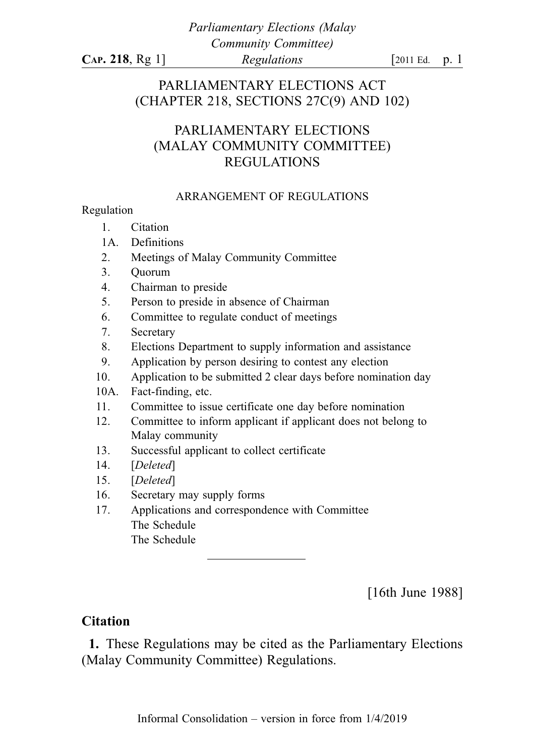PARLIAMENTARY ELECTIONS ACT
(CHAPTER 218, SECTIONS 27C(9) AND 102)

# PARLIAMENTARY ELECTIONS (MALAY COMMUNITY COMMITTEE) REGULATIONS

## ARRANGEMENT OF REGULATIONS

Regulation

1. Citation
1A. Definitions
2. Meetings of Malay Community Committee
3. Quorum
4. Chairman to preside
5. Person to preside in absence of Chairman
6. Committee to regulate conduct of meetings
7. Secretary
8. Elections Department to supply information and assistance
9. Application by person desiring to contest any election
10. Application to be submitted 2 clear days before nomination day
10A. Fact-finding, etc.
11. Committee to issue certificate one day before nomination
12. Committee to inform applicant if applicant does not belong to Malay community
13. Successful applicant to collect certificate
14. [*Deleted*]
15. [*Deleted*]
16. Secretary may supply forms
17. Applications and correspondence with Committee

The Schedule

The Schedule

---

[16th June 1988]

### Citation

**1.** These Regulations may be cited as the Parliamentary Elections (Malay Community Committee) Regulations.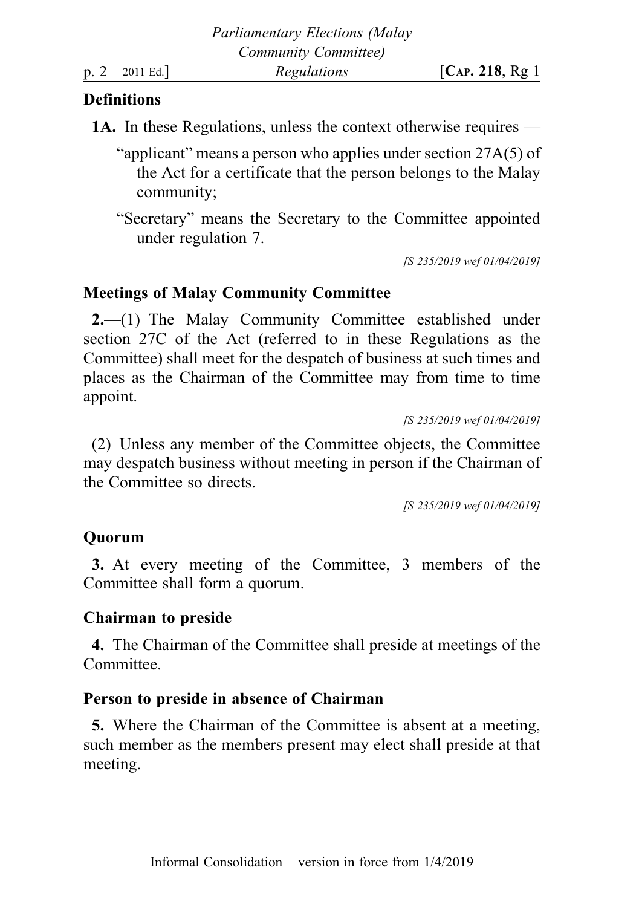**Definitions**

**1A.** In these Regulations, unless the context otherwise requires —

"applicant" means a person who applies under section 27A(5) of the Act for a certificate that the person belongs to the Malay community;

"Secretary" means the Secretary to the Committee appointed under regulation 7.

*[S 235/2019 wef 01/04/2019]*

**Meetings of Malay Community Committee**

**2.**—(1) The Malay Community Committee established under section 27C of the Act (referred to in these Regulations as the Committee) shall meet for the despatch of business at such times and places as the Chairman of the Committee may from time to time appoint.

*[S 235/2019 wef 01/04/2019]*

(2) Unless any member of the Committee objects, the Committee may despatch business without meeting in person if the Chairman of the Committee so directs.

*[S 235/2019 wef 01/04/2019]*

**Quorum**

**3.** At every meeting of the Committee, 3 members of the Committee shall form a quorum.

**Chairman to preside**

**4.** The Chairman of the Committee shall preside at meetings of the Committee.

**Person to preside in absence of Chairman**

**5.** Where the Chairman of the Committee is absent at a meeting, such member as the members present may elect shall preside at that meeting.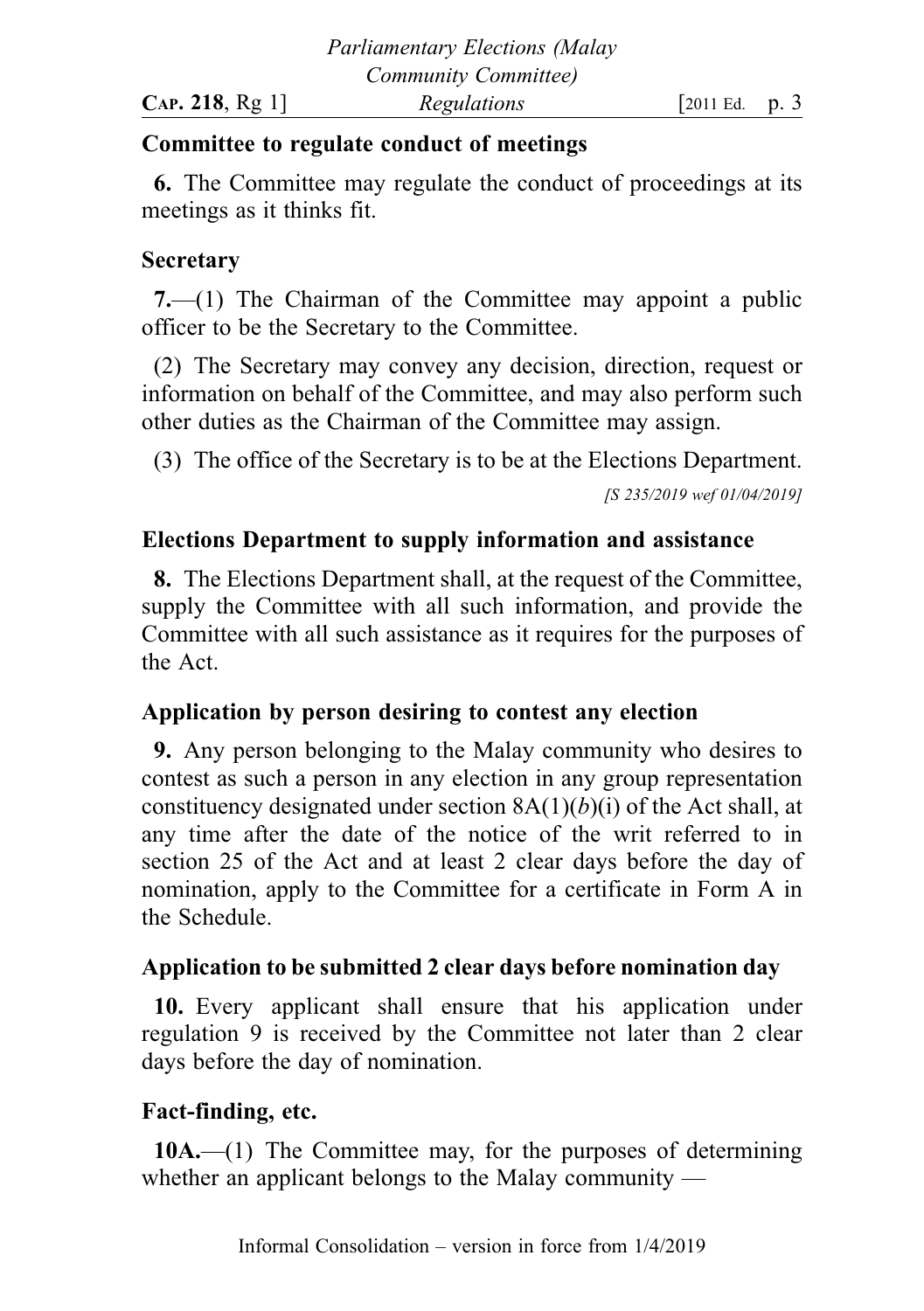**Committee to regulate conduct of meetings**

**6.** The Committee may regulate the conduct of proceedings at its meetings as it thinks fit.

**Secretary**

**7.**—(1) The Chairman of the Committee may appoint a public officer to be the Secretary to the Committee.

(2) The Secretary may convey any decision, direction, request or information on behalf of the Committee, and may also perform such other duties as the Chairman of the Committee may assign.

(3) The office of the Secretary is to be at the Elections Department.

*[S 235/2019 wef 01/04/2019]*

**Elections Department to supply information and assistance**

**8.** The Elections Department shall, at the request of the Committee, supply the Committee with all such information, and provide the Committee with all such assistance as it requires for the purposes of the Act.

**Application by person desiring to contest any election**

**9.** Any person belonging to the Malay community who desires to contest as such a person in any election in any group representation constituency designated under section 8A(1)(*b*)(i) of the Act shall, at any time after the date of the notice of the writ referred to in section 25 of the Act and at least 2 clear days before the day of nomination, apply to the Committee for a certificate in Form A in the Schedule.

**Application to be submitted 2 clear days before nomination day**

**10.** Every applicant shall ensure that his application under regulation 9 is received by the Committee not later than 2 clear days before the day of nomination.

**Fact-finding, etc.**

**10A.**—(1) The Committee may, for the purposes of determining whether an applicant belongs to the Malay community —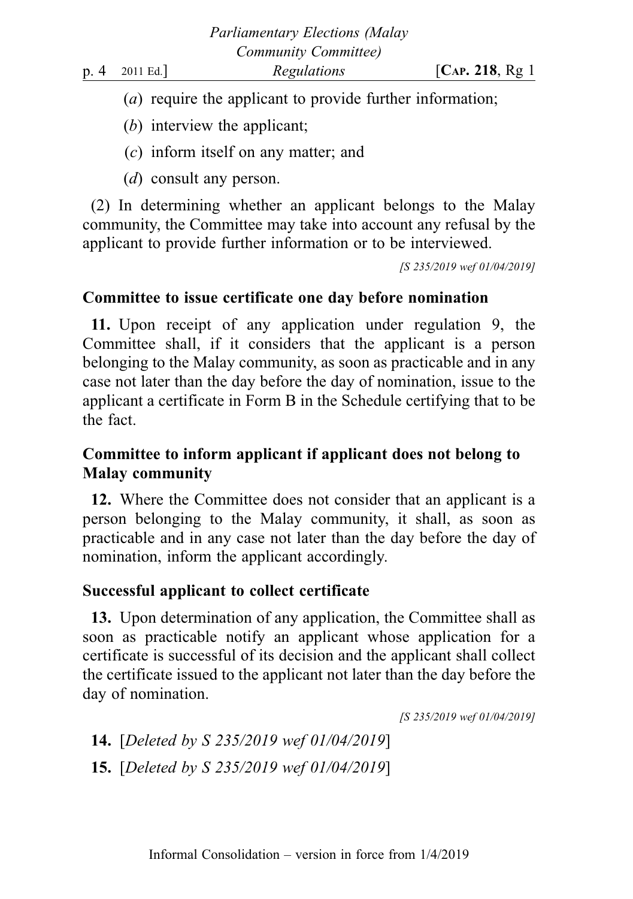(*a*) require the applicant to provide further information;

(*b*) interview the applicant;

(*c*) inform itself on any matter; and

(*d*) consult any person.

(2) In determining whether an applicant belongs to the Malay community, the Committee may take into account any refusal by the applicant to provide further information or to be interviewed.

*[S 235/2019 wef 01/04/2019]*

**Committee to issue certificate one day before nomination**

**11.** Upon receipt of any application under regulation 9, the Committee shall, if it considers that the applicant is a person belonging to the Malay community, as soon as practicable and in any case not later than the day before the day of nomination, issue to the applicant a certificate in Form B in the Schedule certifying that to be the fact.

**Committee to inform applicant if applicant does not belong to Malay community**

**12.** Where the Committee does not consider that an applicant is a person belonging to the Malay community, it shall, as soon as practicable and in any case not later than the day before the day of nomination, inform the applicant accordingly.

**Successful applicant to collect certificate**

**13.** Upon determination of any application, the Committee shall as soon as practicable notify an applicant whose application for a certificate is successful of its decision and the applicant shall collect the certificate issued to the applicant not later than the day before the day of nomination.

*[S 235/2019 wef 01/04/2019]*

**14.** [*Deleted by S 235/2019 wef 01/04/2019*]

**15.** [*Deleted by S 235/2019 wef 01/04/2019*]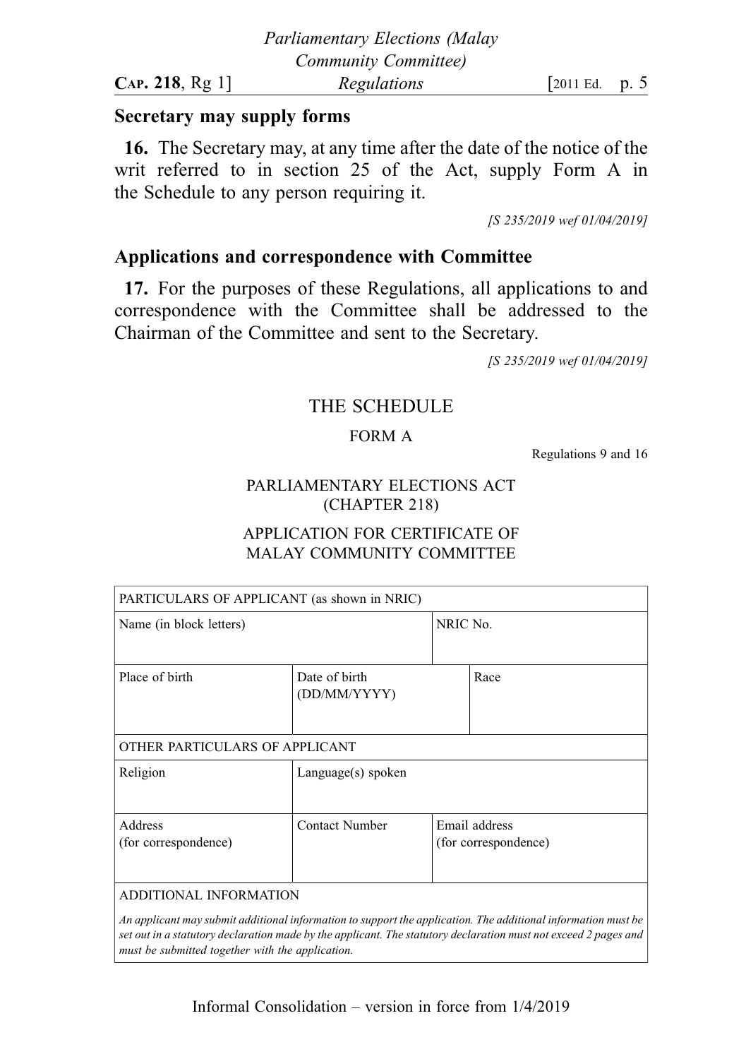### Secretary may supply forms

**16.** The Secretary may, at any time after the date of the notice of the writ referred to in section 25 of the Act, supply Form A in the Schedule to any person requiring it.

*[S 235/2019 wef 01/04/2019]*

### Applications and correspondence with Committee

**17.** For the purposes of these Regulations, all applications to and correspondence with the Committee shall be addressed to the Chairman of the Committee and sent to the Secretary.

*[S 235/2019 wef 01/04/2019]*

## THE SCHEDULE

### FORM A

Regulations 9 and 16

PARLIAMENTARY ELECTIONS ACT
(CHAPTER 218)

APPLICATION FOR CERTIFICATE OF
MALAY COMMUNITY COMMITTEE

| PARTICULARS OF APPLICANT (as shown in NRIC) | | | |
|---|---|---|---|
| Name (in block letters) | | NRIC No. | |
| Place of birth | Date of birth (DD/MM/YYYY) | | Race |
| OTHER PARTICULARS OF APPLICANT | | | |
| Religion | Language(s) spoken | | |
| Address (for correspondence) | Contact Number | Email address (for correspondence) | |
| ADDITIONAL INFORMATION<br>*An applicant may submit additional information to support the application. The additional information must be set out in a statutory declaration made by the applicant. The statutory declaration must not exceed 2 pages and must be submitted together with the application.* | | | |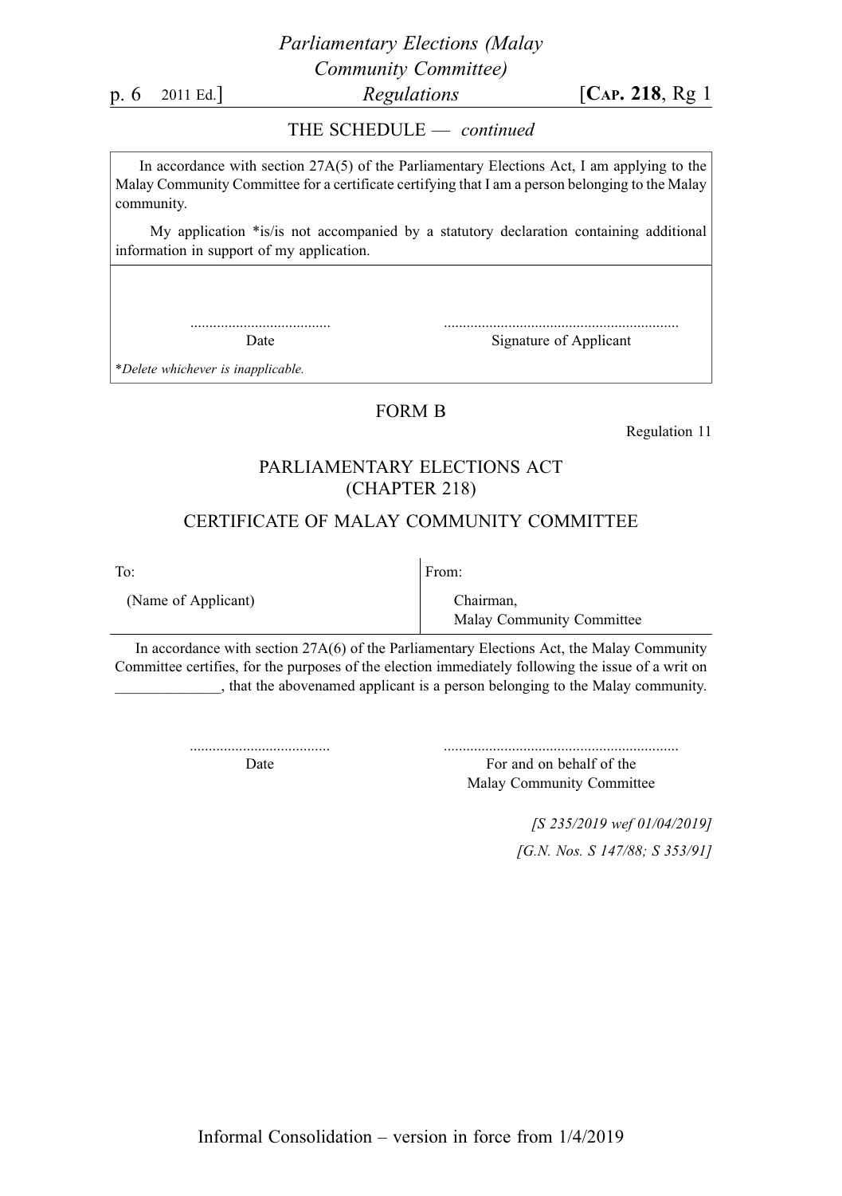THE SCHEDULE — *continued*

In accordance with section 27A(5) of the Parliamentary Elections Act, I am applying to the Malay Community Committee for a certificate certifying that I am a person belonging to the Malay community.

My application *is/is not accompanied by a statutory declaration containing additional information in support of my application.

| ..................................... | ............................................................. |
|---|---|
| Date | Signature of Applicant |

**Delete whichever is inapplicable.*

## FORM B

Regulation 11

### PARLIAMENTARY ELECTIONS ACT
### (CHAPTER 218)

### CERTIFICATE OF MALAY COMMUNITY COMMITTEE

| To: | From: |
|---|---|
| (Name of Applicant) | Chairman,<br>Malay Community Committee |

In accordance with section 27A(6) of the Parliamentary Elections Act, the Malay Community Committee certifies, for the purposes of the election immediately following the issue of a writ on ______________, that the abovenamed applicant is a person belonging to the Malay community.

| ..................................... | ............................................................. |
|---|---|
| Date | For and on behalf of the<br>Malay Community Committee |

*[S 235/2019 wef 01/04/2019]*

*[G.N. Nos. S 147/88; S 353/91]*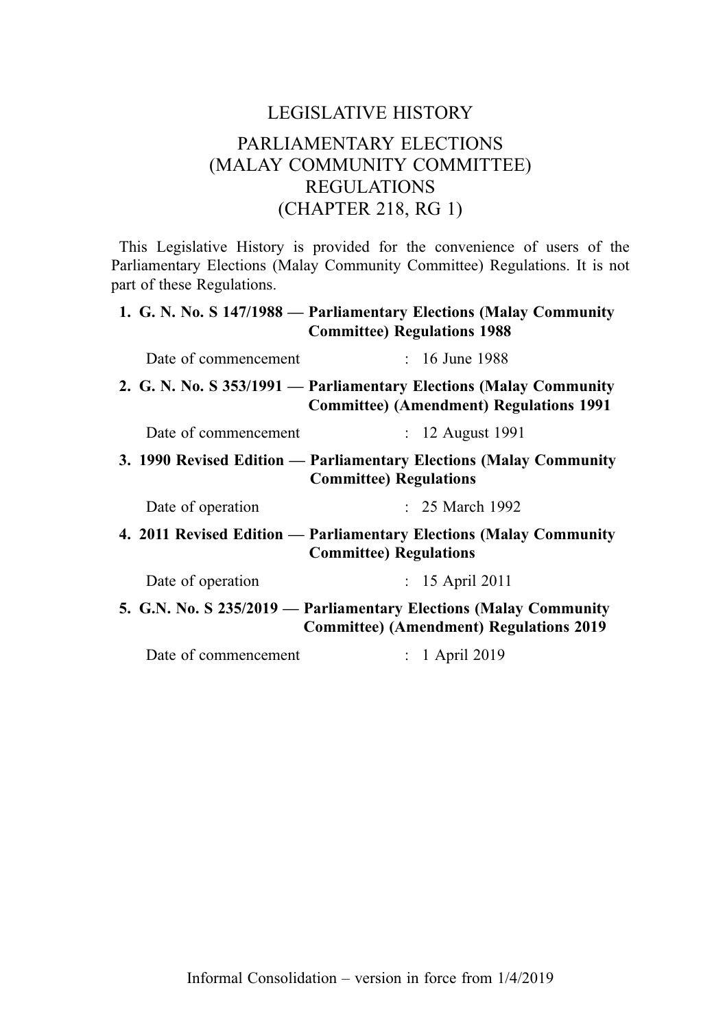# LEGISLATIVE HISTORY

# PARLIAMENTARY ELECTIONS (MALAY COMMUNITY COMMITTEE) REGULATIONS (CHAPTER 218, RG 1)

This Legislative History is provided for the convenience of users of the Parliamentary Elections (Malay Community Committee) Regulations. It is not part of these Regulations.

**1. G. N. No. S 147/1988 — Parliamentary Elections (Malay Community Committee) Regulations 1988**

Date of commencement : 16 June 1988

**2. G. N. No. S 353/1991 — Parliamentary Elections (Malay Community Committee) (Amendment) Regulations 1991**

Date of commencement : 12 August 1991

**3. 1990 Revised Edition — Parliamentary Elections (Malay Community Committee) Regulations**

Date of operation : 25 March 1992

**4. 2011 Revised Edition — Parliamentary Elections (Malay Community Committee) Regulations**

Date of operation : 15 April 2011

**5. G.N. No. S 235/2019 — Parliamentary Elections (Malay Community Committee) (Amendment) Regulations 2019**

Date of commencement : 1 April 2019